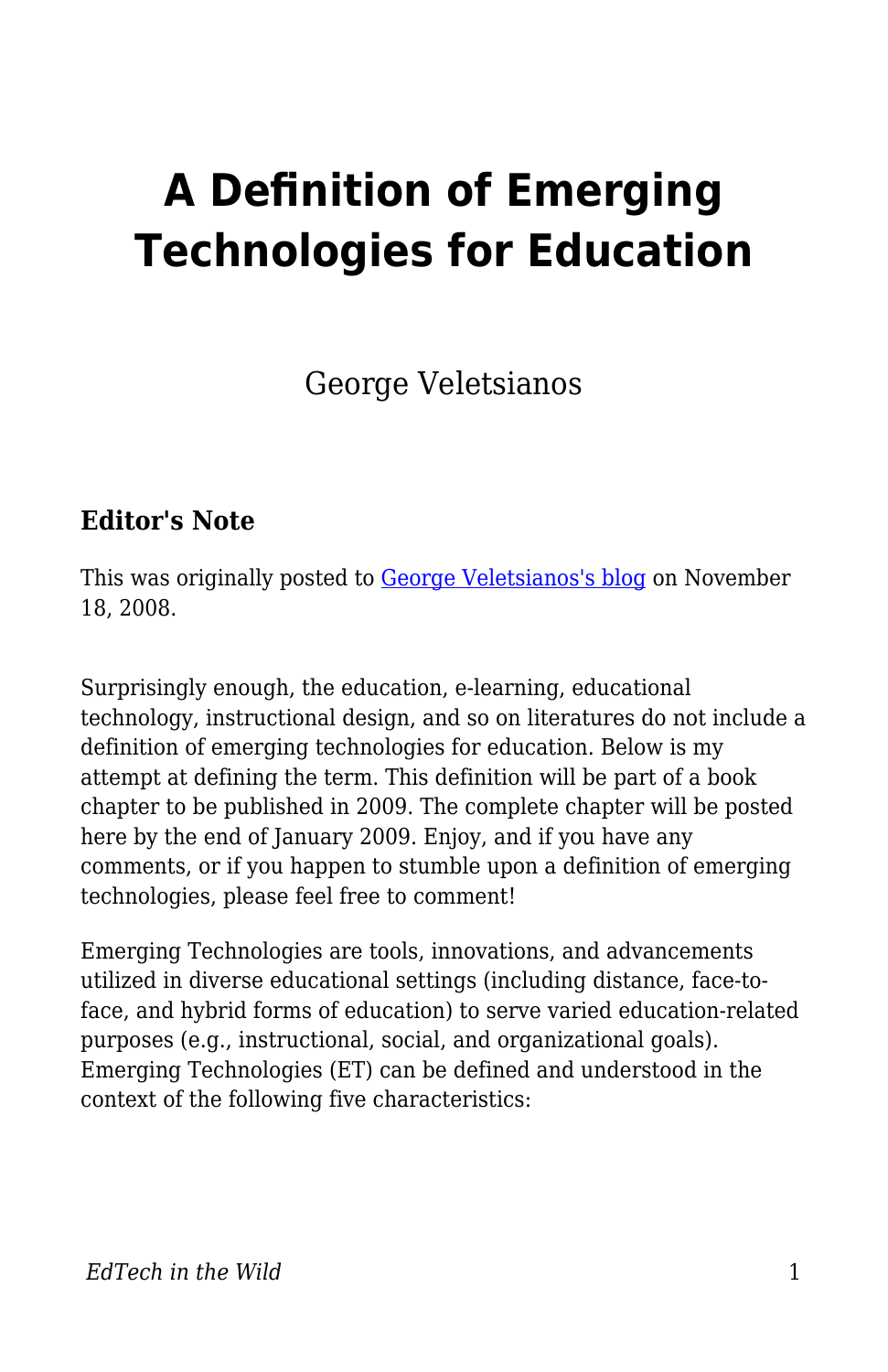# A Definition of Emerging Technologies for Education

George Veletsianos

### Editor's Note

This was originally posted to [George Veletsianos's blog](#) on November 18, 2008.

Surprisingly enough, the education, e-learning, educational technology, instructional design, and so on literatures do not include a definition of emerging technologies for education. Below is my attempt at defining the term. This definition will be part of a book chapter to be published in 2009. The complete chapter will be posted here by the end of January 2009. Enjoy, and if you have any comments, or if you happen to stumble upon a definition of emerging technologies, please feel free to comment!

Emerging Technologies are tools, innovations, and advancements utilized in diverse educational settings (including distance, face-to-face, and hybrid forms of education) to serve varied education-related purposes (e.g., instructional, social, and organizational goals). Emerging Technologies (ET) can be defined and understood in the context of the following five characteristics: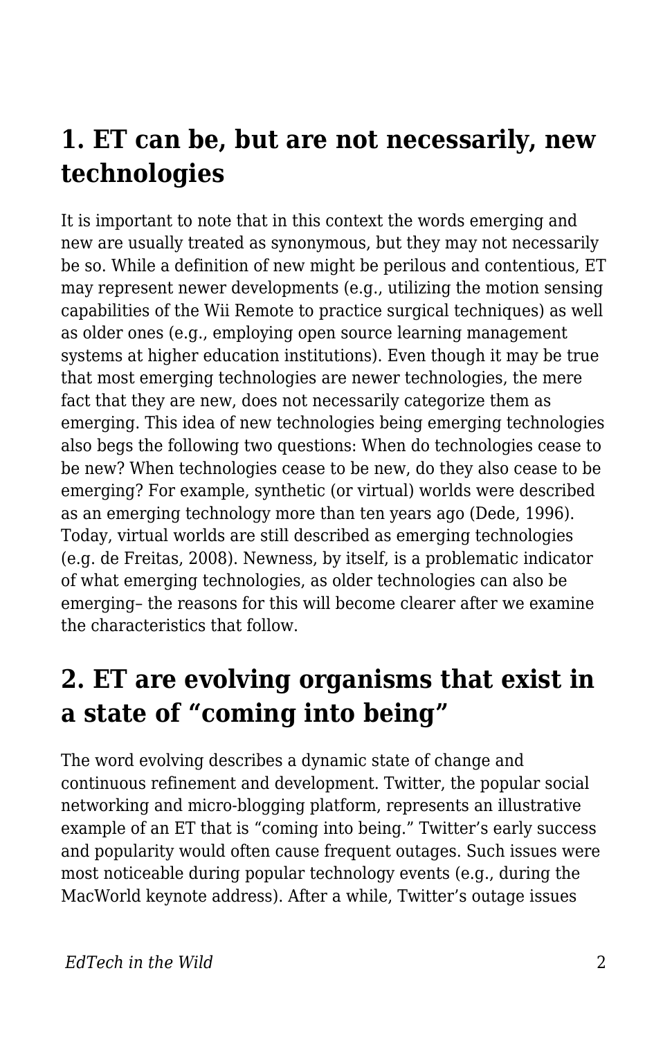## 1. ET can be, but are not necessarily, new technologies

It is important to note that in this context the words emerging and new are usually treated as synonymous, but they may not necessarily be so. While a definition of new might be perilous and contentious, ET may represent newer developments (e.g., utilizing the motion sensing capabilities of the Wii Remote to practice surgical techniques) as well as older ones (e.g., employing open source learning management systems at higher education institutions). Even though it may be true that most emerging technologies are newer technologies, the mere fact that they are new, does not necessarily categorize them as emerging. This idea of new technologies being emerging technologies also begs the following two questions: When do technologies cease to be new? When technologies cease to be new, do they also cease to be emerging? For example, synthetic (or virtual) worlds were described as an emerging technology more than ten years ago (Dede, 1996). Today, virtual worlds are still described as emerging technologies (e.g. de Freitas, 2008). Newness, by itself, is a problematic indicator of what emerging technologies, as older technologies can also be emerging– the reasons for this will become clearer after we examine the characteristics that follow.

## 2. ET are evolving organisms that exist in a state of "coming into being"

The word evolving describes a dynamic state of change and continuous refinement and development. Twitter, the popular social networking and micro-blogging platform, represents an illustrative example of an ET that is "coming into being." Twitter's early success and popularity would often cause frequent outages. Such issues were most noticeable during popular technology events (e.g., during the MacWorld keynote address). After a while, Twitter's outage issues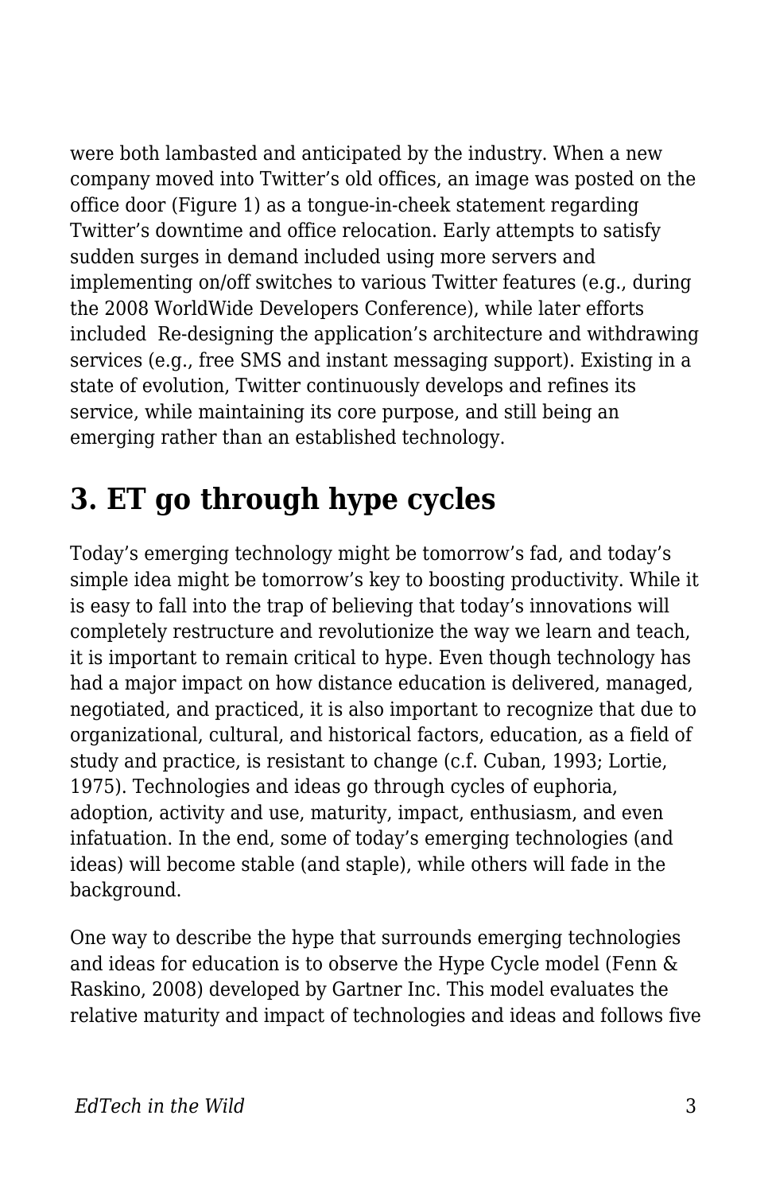were both lambasted and anticipated by the industry. When a new company moved into Twitter's old offices, an image was posted on the office door (Figure 1) as a tongue-in-cheek statement regarding Twitter's downtime and office relocation. Early attempts to satisfy sudden surges in demand included using more servers and implementing on/off switches to various Twitter features (e.g., during the 2008 WorldWide Developers Conference), while later efforts included Re-designing the application's architecture and withdrawing services (e.g., free SMS and instant messaging support). Existing in a state of evolution, Twitter continuously develops and refines its service, while maintaining its core purpose, and still being an emerging rather than an established technology.

## 3. ET go through hype cycles

Today's emerging technology might be tomorrow's fad, and today's simple idea might be tomorrow's key to boosting productivity. While it is easy to fall into the trap of believing that today's innovations will completely restructure and revolutionize the way we learn and teach, it is important to remain critical to hype. Even though technology has had a major impact on how distance education is delivered, managed, negotiated, and practiced, it is also important to recognize that due to organizational, cultural, and historical factors, education, as a field of study and practice, is resistant to change (c.f. Cuban, 1993; Lortie, 1975). Technologies and ideas go through cycles of euphoria, adoption, activity and use, maturity, impact, enthusiasm, and even infatuation. In the end, some of today's emerging technologies (and ideas) will become stable (and staple), while others will fade in the background.

One way to describe the hype that surrounds emerging technologies and ideas for education is to observe the Hype Cycle model (Fenn & Raskino, 2008) developed by Gartner Inc. This model evaluates the relative maturity and impact of technologies and ideas and follows five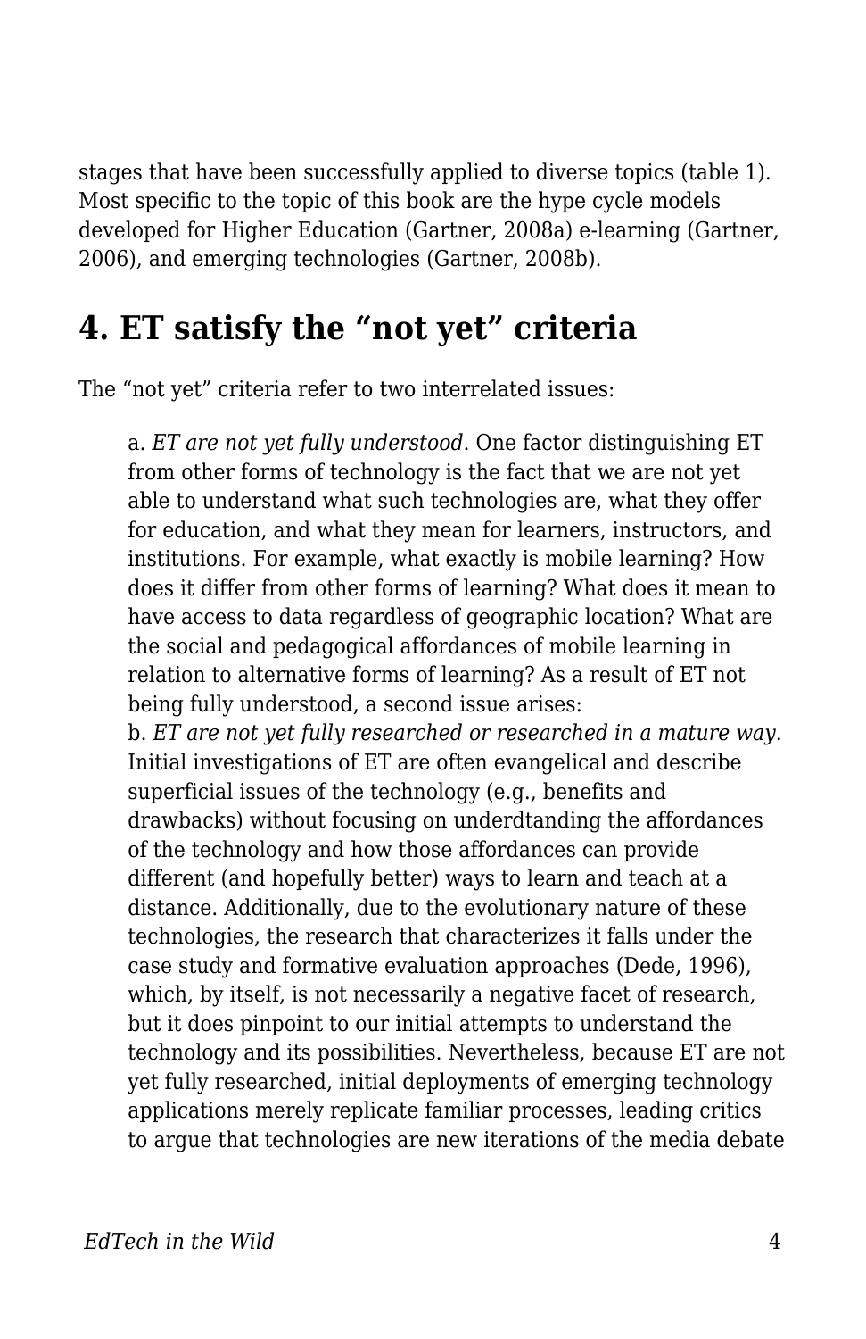stages that have been successfully applied to diverse topics (table 1). Most specific to the topic of this book are the hype cycle models developed for Higher Education (Gartner, 2008a) e-learning (Gartner, 2006), and emerging technologies (Gartner, 2008b).

## 4. ET satisfy the "not yet" criteria

The "not yet" criteria refer to two interrelated issues:

> a. *ET are not yet fully understood*. One factor distinguishing ET from other forms of technology is the fact that we are not yet able to understand what such technologies are, what they offer for education, and what they mean for learners, instructors, and institutions. For example, what exactly is mobile learning? How does it differ from other forms of learning? What does it mean to have access to data regardless of geographic location? What are the social and pedagogical affordances of mobile learning in relation to alternative forms of learning? As a result of ET not being fully understood, a second issue arises:
>
> b. *ET are not yet fully researched or researched in a mature way*. Initial investigations of ET are often evangelical and describe superficial issues of the technology (e.g., benefits and drawbacks) without focusing on underdtanding the affordances of the technology and how those affordances can provide different (and hopefully better) ways to learn and teach at a distance. Additionally, due to the evolutionary nature of these technologies, the research that characterizes it falls under the case study and formative evaluation approaches (Dede, 1996), which, by itself, is not necessarily a negative facet of research, but it does pinpoint to our initial attempts to understand the technology and its possibilities. Nevertheless, because ET are not yet fully researched, initial deployments of emerging technology applications merely replicate familiar processes, leading critics to argue that technologies are new iterations of the media debate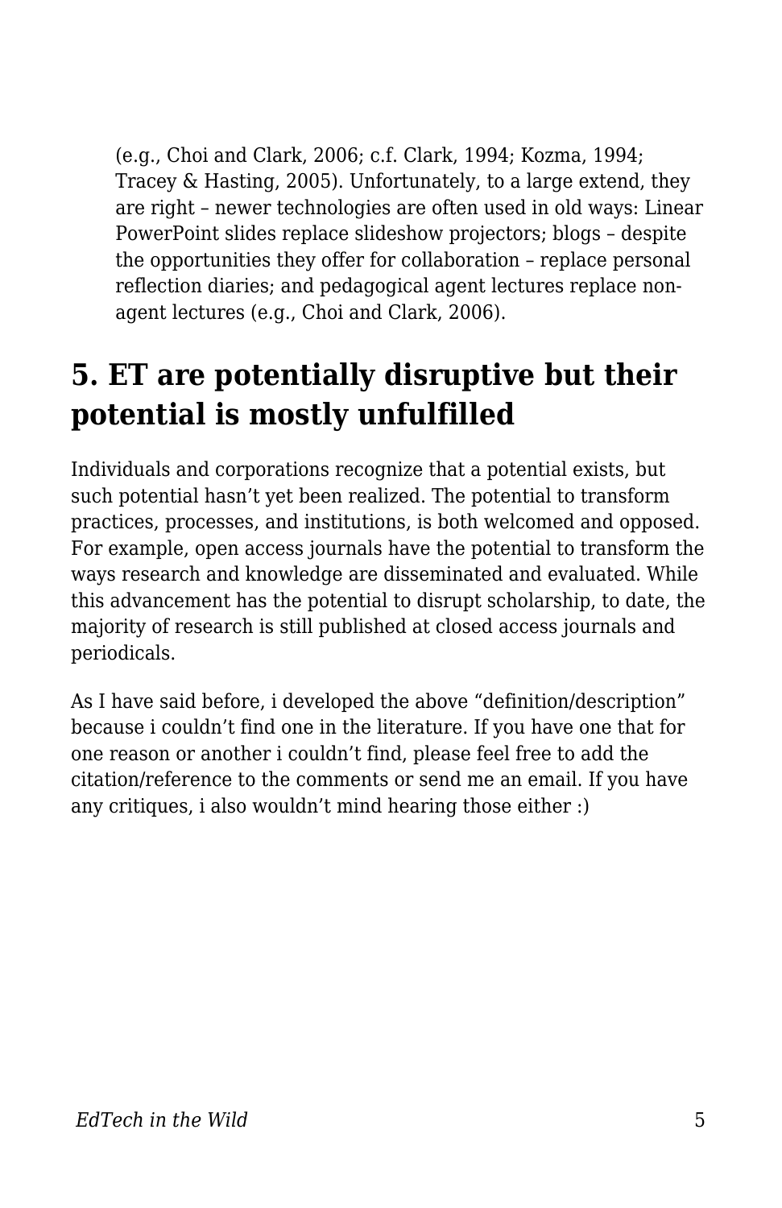(e.g., Choi and Clark, 2006; c.f. Clark, 1994; Kozma, 1994; Tracey & Hasting, 2005). Unfortunately, to a large extend, they are right – newer technologies are often used in old ways: Linear PowerPoint slides replace slideshow projectors; blogs – despite the opportunities they offer for collaboration – replace personal reflection diaries; and pedagogical agent lectures replace non-agent lectures (e.g., Choi and Clark, 2006).

## 5. ET are potentially disruptive but their potential is mostly unfulfilled

Individuals and corporations recognize that a potential exists, but such potential hasn't yet been realized. The potential to transform practices, processes, and institutions, is both welcomed and opposed. For example, open access journals have the potential to transform the ways research and knowledge are disseminated and evaluated. While this advancement has the potential to disrupt scholarship, to date, the majority of research is still published at closed access journals and periodicals.

As I have said before, i developed the above "definition/description" because i couldn't find one in the literature. If you have one that for one reason or another i couldn't find, please feel free to add the citation/reference to the comments or send me an email. If you have any critiques, i also wouldn't mind hearing those either :)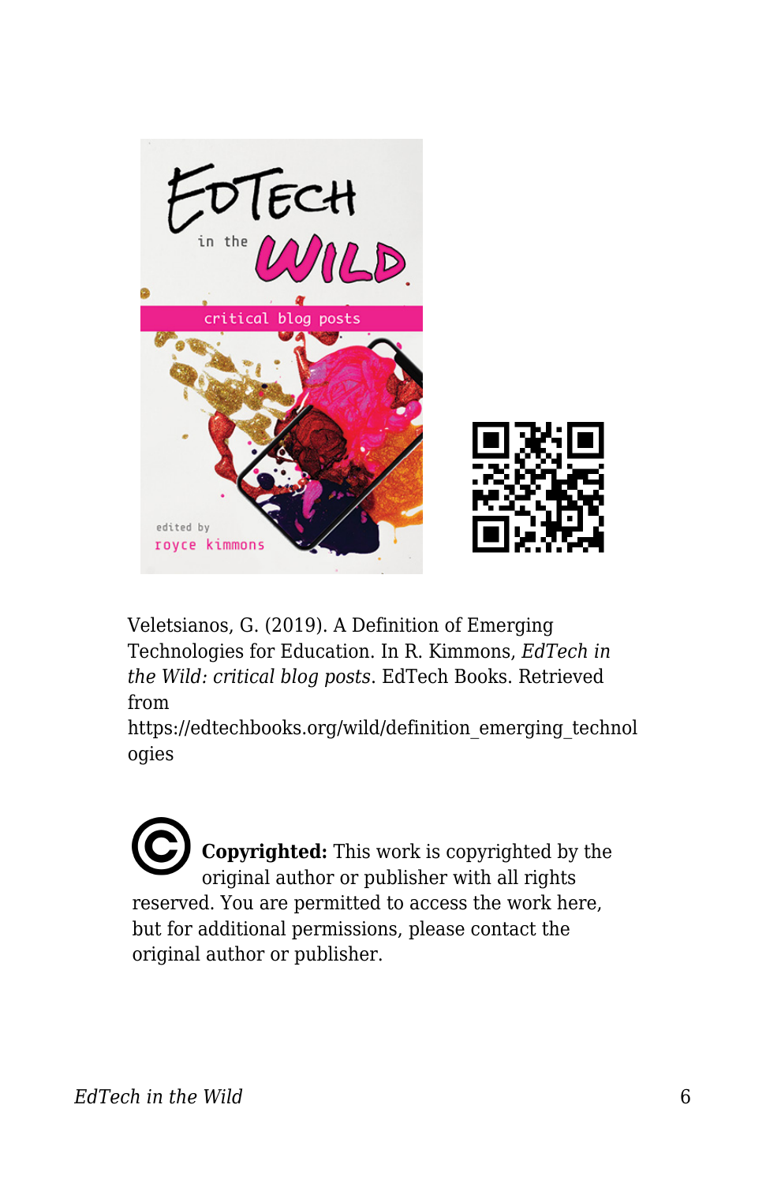Veletsianos, G. (2019). A Definition of Emerging Technologies for Education. In R. Kimmons, *EdTech in the Wild: critical blog posts*. EdTech Books. Retrieved from https://edtechbooks.org/wild/definition_emerging_technologies

**Copyrighted:** This work is copyrighted by the original author or publisher with all rights reserved. You are permitted to access the work here, but for additional permissions, please contact the original author or publisher.